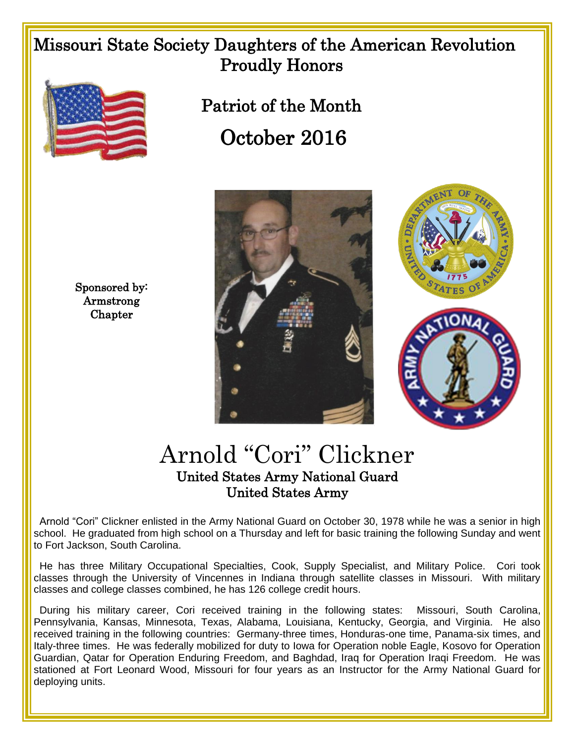# Missouri State Society Daughters of the American Revolution Proudly Honors

## Patriot of the Month

## October 2016

Sponsored by:
Armstrong
Chapter

# Arnold "Cori" Clickner

### United States Army National Guard
### United States Army

Arnold "Cori" Clickner enlisted in the Army National Guard on October 30, 1978 while he was a senior in high school. He graduated from high school on a Thursday and left for basic training the following Sunday and went to Fort Jackson, South Carolina.

He has three Military Occupational Specialties, Cook, Supply Specialist, and Military Police. Cori took classes through the University of Vincennes in Indiana through satellite classes in Missouri. With military classes and college classes combined, he has 126 college credit hours.

During his military career, Cori received training in the following states: Missouri, South Carolina, Pennsylvania, Kansas, Minnesota, Texas, Alabama, Louisiana, Kentucky, Georgia, and Virginia. He also received training in the following countries: Germany-three times, Honduras-one time, Panama-six times, and Italy-three times. He was federally mobilized for duty to Iowa for Operation noble Eagle, Kosovo for Operation Guardian, Qatar for Operation Enduring Freedom, and Baghdad, Iraq for Operation Iraqi Freedom. He was stationed at Fort Leonard Wood, Missouri for four years as an Instructor for the Army National Guard for deploying units.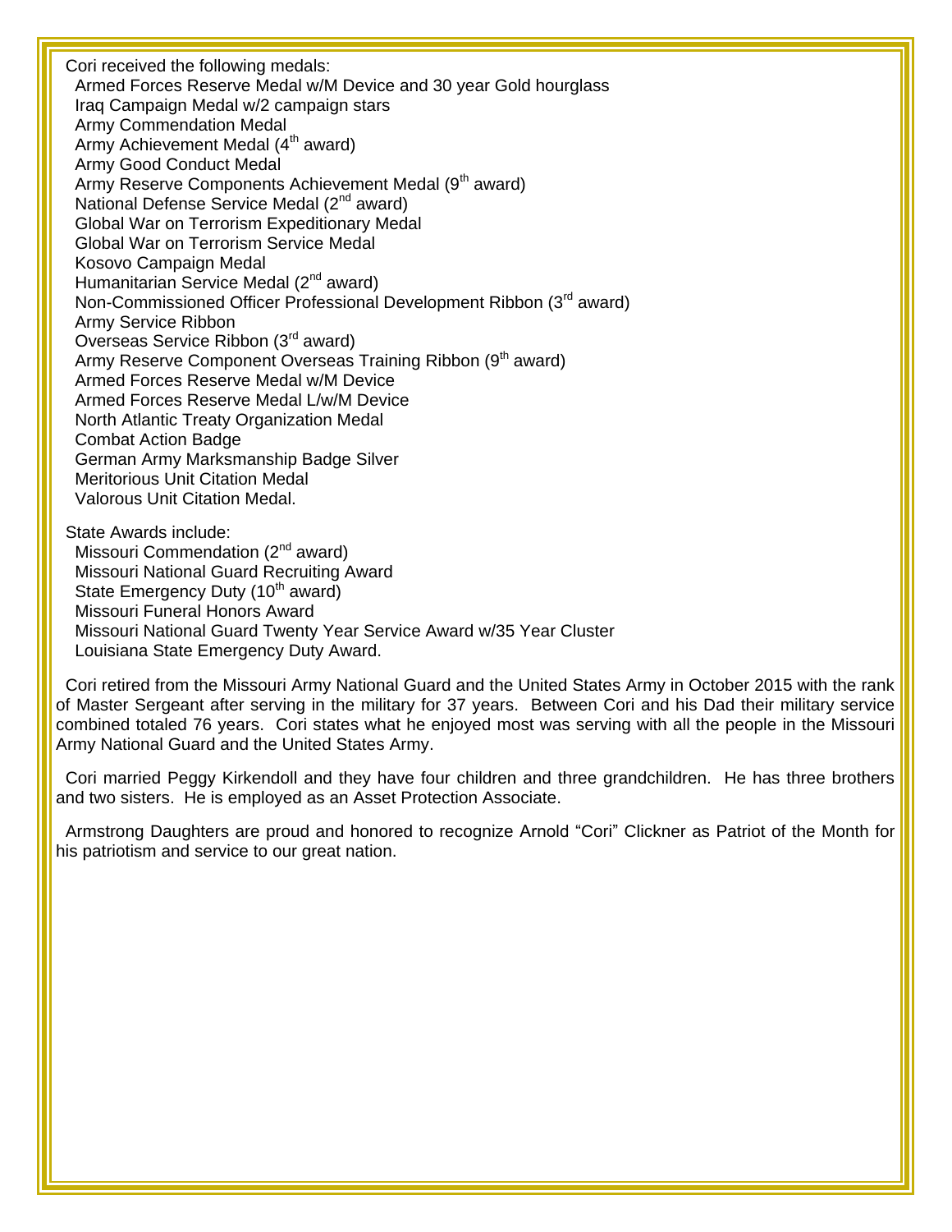Cori received the following medals:

- Armed Forces Reserve Medal w/M Device and 30 year Gold hourglass
- Iraq Campaign Medal w/2 campaign stars
- Army Commendation Medal
- Army Achievement Medal (4th award)
- Army Good Conduct Medal
- Army Reserve Components Achievement Medal (9th award)
- National Defense Service Medal (2nd award)
- Global War on Terrorism Expeditionary Medal
- Global War on Terrorism Service Medal
- Kosovo Campaign Medal
- Humanitarian Service Medal (2nd award)
- Non-Commissioned Officer Professional Development Ribbon (3rd award)
- Army Service Ribbon
- Overseas Service Ribbon (3rd award)
- Army Reserve Component Overseas Training Ribbon (9th award)
- Armed Forces Reserve Medal w/M Device
- Armed Forces Reserve Medal L/w/M Device
- North Atlantic Treaty Organization Medal
- Combat Action Badge
- German Army Marksmanship Badge Silver
- Meritorious Unit Citation Medal
- Valorous Unit Citation Medal.

State Awards include:

- Missouri Commendation (2nd award)
- Missouri National Guard Recruiting Award
- State Emergency Duty (10th award)
- Missouri Funeral Honors Award
- Missouri National Guard Twenty Year Service Award w/35 Year Cluster
- Louisiana State Emergency Duty Award.

Cori retired from the Missouri Army National Guard and the United States Army in October 2015 with the rank of Master Sergeant after serving in the military for 37 years. Between Cori and his Dad their military service combined totaled 76 years. Cori states what he enjoyed most was serving with all the people in the Missouri Army National Guard and the United States Army.

Cori married Peggy Kirkendoll and they have four children and three grandchildren. He has three brothers and two sisters. He is employed as an Asset Protection Associate.

Armstrong Daughters are proud and honored to recognize Arnold "Cori" Clickner as Patriot of the Month for his patriotism and service to our great nation.